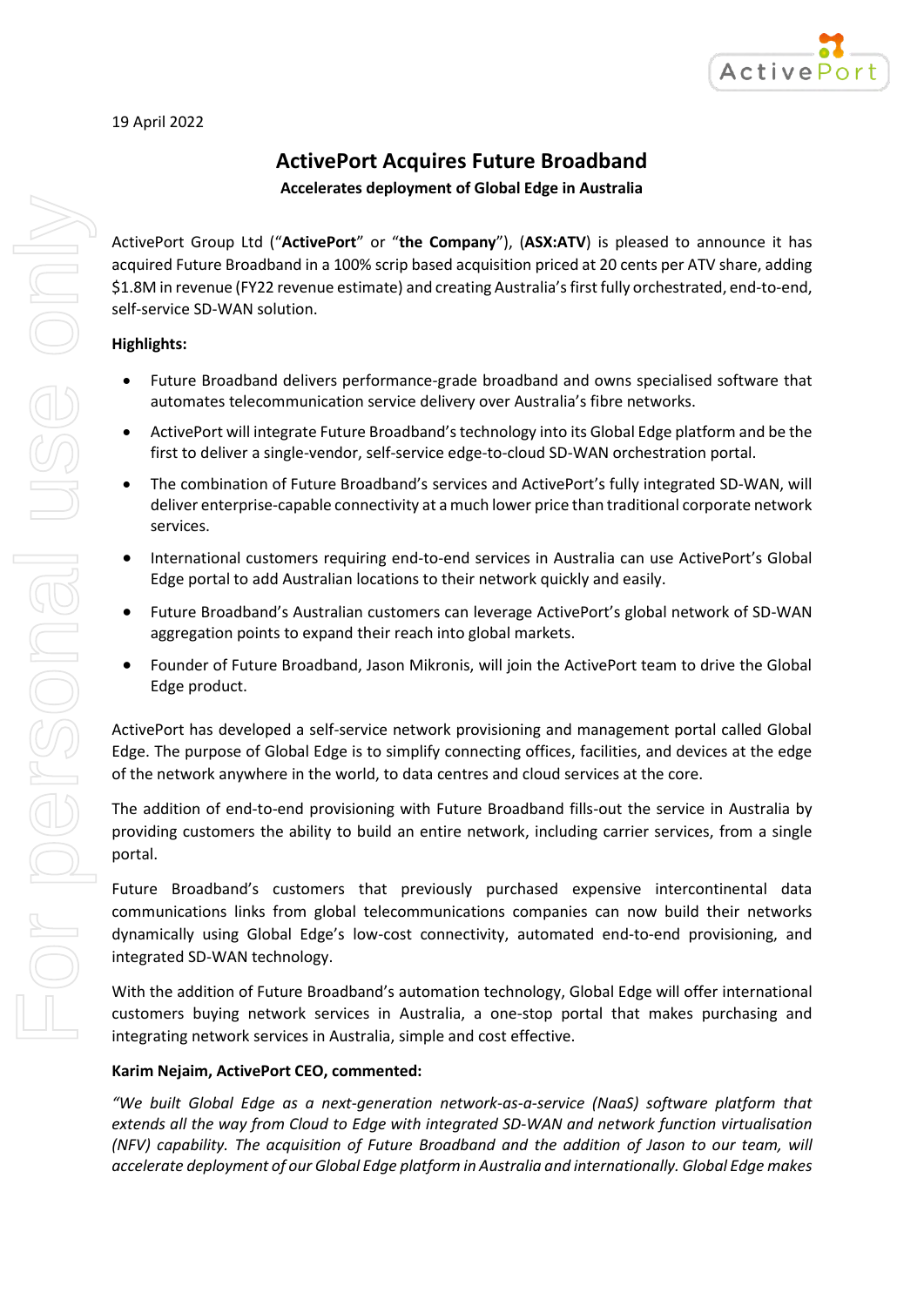19 April 2022

# ActivePort Acquires Future Broadband

**Accelerates deployment of Global Edge in Australia**

ActivePort Group Ltd ("**ActivePort**" or "**the Company**"), (**ASX:ATV**) is pleased to announce it has acquired Future Broadband in a 100% scrip based acquisition priced at 20 cents per ATV share, adding $1.8M in revenue (FY22 revenue estimate) and creating Australia's first fully orchestrated, end-to-end, self-service SD-WAN solution.

**Highlights:**

- Future Broadband delivers performance-grade broadband and owns specialised software that automates telecommunication service delivery over Australia's fibre networks.
- ActivePort will integrate Future Broadband's technology into its Global Edge platform and be the first to deliver a single-vendor, self-service edge-to-cloud SD-WAN orchestration portal.
- The combination of Future Broadband's services and ActivePort's fully integrated SD-WAN, will deliver enterprise-capable connectivity at a much lower price than traditional corporate network services.
- International customers requiring end-to-end services in Australia can use ActivePort's Global Edge portal to add Australian locations to their network quickly and easily.
- Future Broadband's Australian customers can leverage ActivePort's global network of SD-WAN aggregation points to expand their reach into global markets.
- Founder of Future Broadband, Jason Mikronis, will join the ActivePort team to drive the Global Edge product.

ActivePort has developed a self-service network provisioning and management portal called Global Edge. The purpose of Global Edge is to simplify connecting offices, facilities, and devices at the edge of the network anywhere in the world, to data centres and cloud services at the core.

The addition of end-to-end provisioning with Future Broadband fills-out the service in Australia by providing customers the ability to build an entire network, including carrier services, from a single portal.

Future Broadband's customers that previously purchased expensive intercontinental data communications links from global telecommunications companies can now build their networks dynamically using Global Edge's low-cost connectivity, automated end-to-end provisioning, and integrated SD-WAN technology.

With the addition of Future Broadband's automation technology, Global Edge will offer international customers buying network services in Australia, a one-stop portal that makes purchasing and integrating network services in Australia, simple and cost effective.

**Karim Nejaim, ActivePort CEO, commented:**

*"We built Global Edge as a next-generation network-as-a-service (NaaS) software platform that extends all the way from Cloud to Edge with integrated SD-WAN and network function virtualisation (NFV) capability. The acquisition of Future Broadband and the addition of Jason to our team, will accelerate deployment of our Global Edge platform in Australia and internationally. Global Edge makes*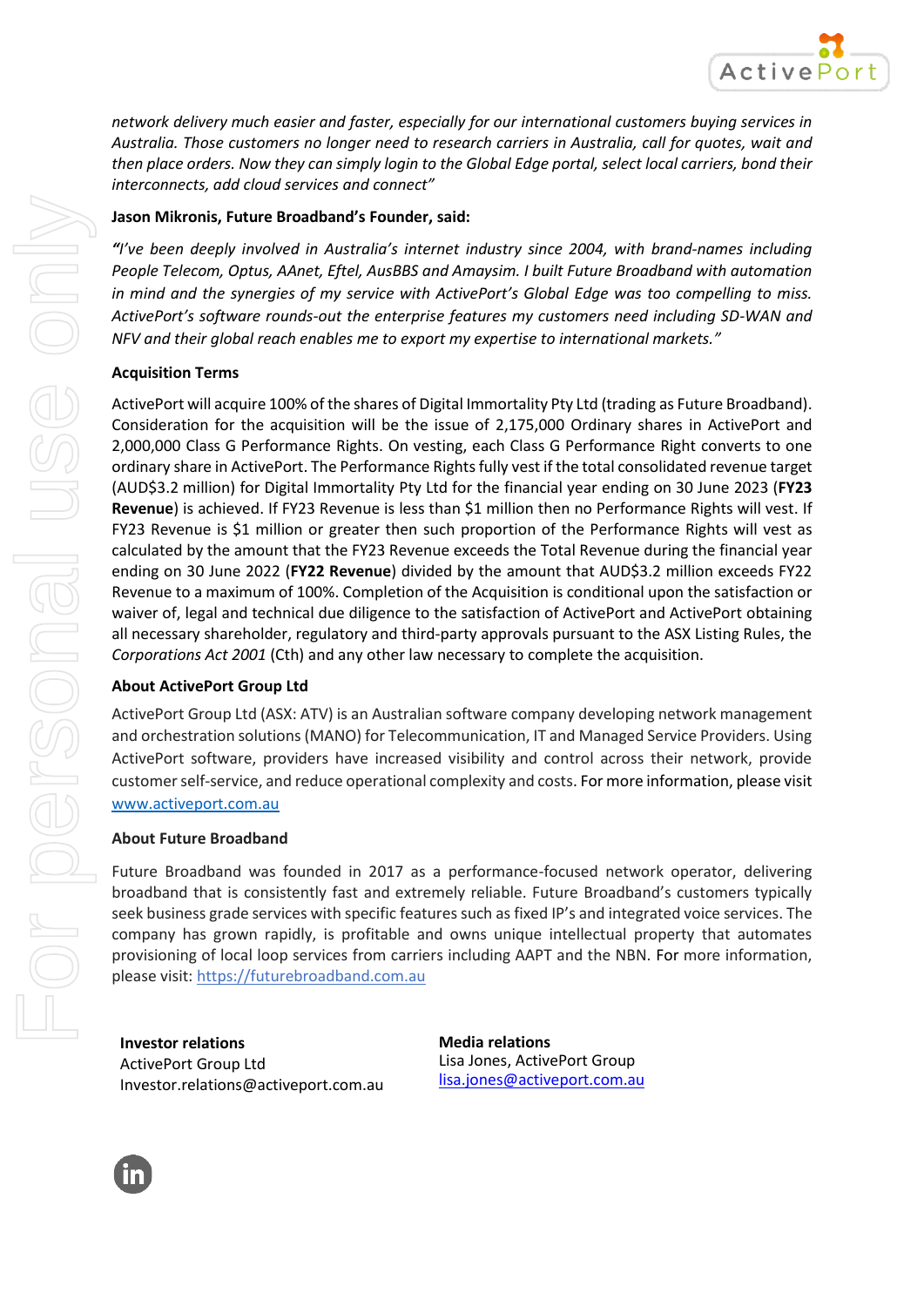*network delivery much easier and faster, especially for our international customers buying services in Australia. Those customers no longer need to research carriers in Australia, call for quotes, wait and then place orders. Now they can simply login to the Global Edge portal, select local carriers, bond their interconnects, add cloud services and connect"*

**Jason Mikronis, Future Broadband's Founder, said:**

*"I've been deeply involved in Australia's internet industry since 2004, with brand-names including People Telecom, Optus, AAnet, Eftel, AusBBS and Amaysim. I built Future Broadband with automation in mind and the synergies of my service with ActivePort's Global Edge was too compelling to miss. ActivePort's software rounds-out the enterprise features my customers need including SD-WAN and NFV and their global reach enables me to export my expertise to international markets."*

**Acquisition Terms**

ActivePort will acquire 100% of the shares of Digital Immortality Pty Ltd (trading as Future Broadband). Consideration for the acquisition will be the issue of 2,175,000 Ordinary shares in ActivePort and 2,000,000 Class G Performance Rights. On vesting, each Class G Performance Right converts to one ordinary share in ActivePort. The Performance Rights fully vest if the total consolidated revenue target (AUD$3.2 million) for Digital Immortality Pty Ltd for the financial year ending on 30 June 2023 (**FY23 Revenue**) is achieved. If FY23 Revenue is less than $1 million then no Performance Rights will vest. If FY23 Revenue is $1 million or greater then such proportion of the Performance Rights will vest as calculated by the amount that the FY23 Revenue exceeds the Total Revenue during the financial year ending on 30 June 2022 (**FY22 Revenue**) divided by the amount that AUD$3.2 million exceeds FY22 Revenue to a maximum of 100%. Completion of the Acquisition is conditional upon the satisfaction or waiver of, legal and technical due diligence to the satisfaction of ActivePort and ActivePort obtaining all necessary shareholder, regulatory and third-party approvals pursuant to the ASX Listing Rules, the *Corporations Act 2001* (Cth) and any other law necessary to complete the acquisition.

**About ActivePort Group Ltd**

ActivePort Group Ltd (ASX: ATV) is an Australian software company developing network management and orchestration solutions (MANO) for Telecommunication, IT and Managed Service Providers. Using ActivePort software, providers have increased visibility and control across their network, provide customer self-service, and reduce operational complexity and costs. For more information, please visit www.activeport.com.au

**About Future Broadband**

Future Broadband was founded in 2017 as a performance-focused network operator, delivering broadband that is consistently fast and extremely reliable. Future Broadband's customers typically seek business grade services with specific features such as fixed IP's and integrated voice services. The company has grown rapidly, is profitable and owns unique intellectual property that automates provisioning of local loop services from carriers including AAPT and the NBN. For more information, please visit: https://futurebroadband.com.au

**Investor relations**
ActivePort Group Ltd
Investor.relations@activeport.com.au

**Media relations**
Lisa Jones, ActivePort Group
lisa.jones@activeport.com.au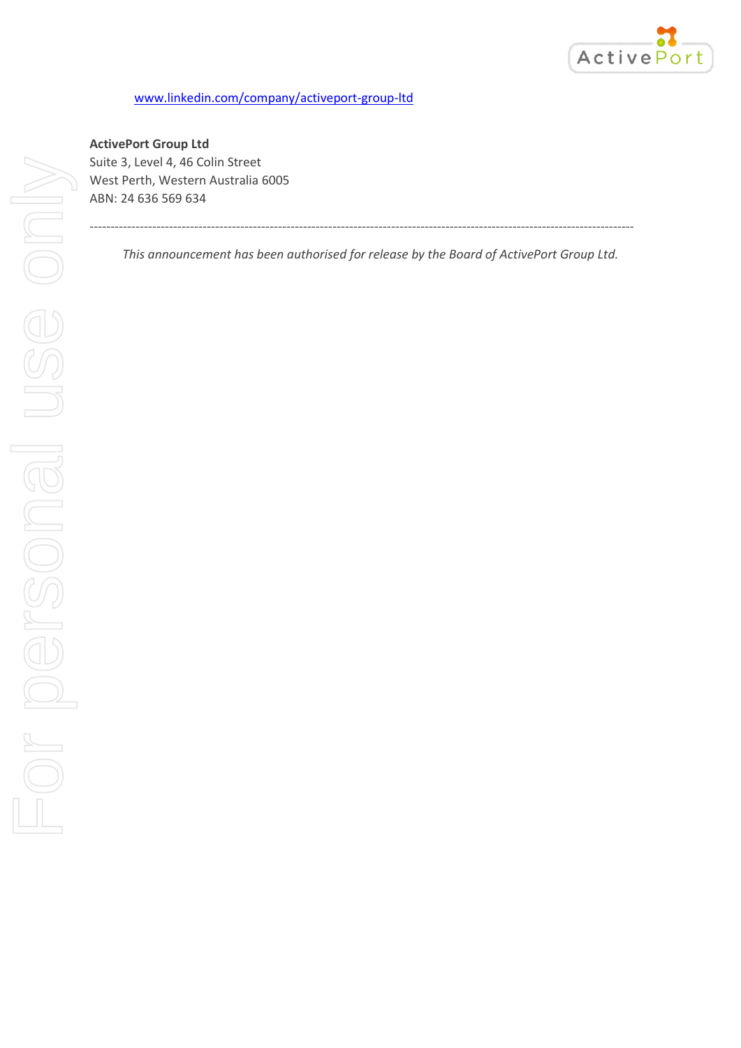www.linkedin.com/company/activeport-group-ltd

**ActivePort Group Ltd**
Suite 3, Level 4, 46 Colin Street
West Perth, Western Australia 6005
ABN: 24 636 569 634

---

*This announcement has been authorised for release by the Board of ActivePort Group Ltd.*